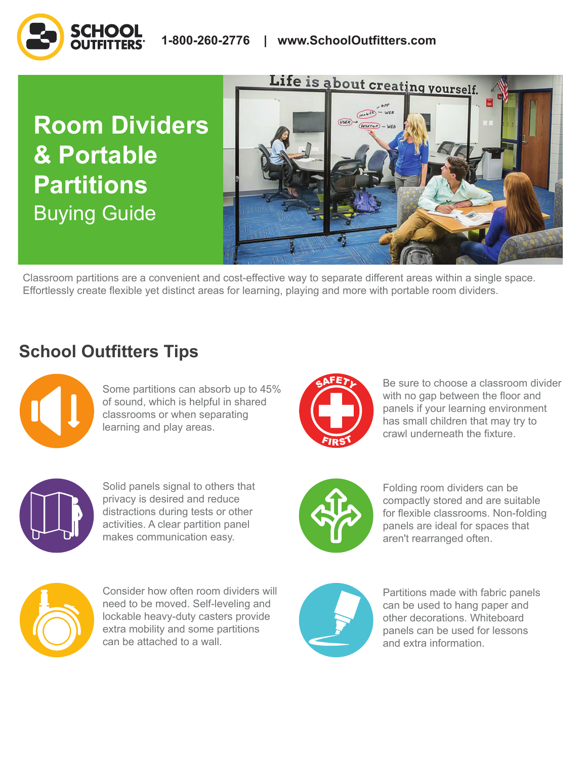SCHOOL OUTFITTERS 1-800-260-2776 | www.SchoolOutfitters.com

# Room Dividers & Portable Partitions

## Buying Guide

Classroom partitions are a convenient and cost-effective way to separate different areas within a single space. Effortlessly create flexible yet distinct areas for learning, playing and more with portable room dividers.

## School Outfitters Tips

Some partitions can absorb up to 45% of sound, which is helpful in shared classrooms or when separating learning and play areas.

Be sure to choose a classroom divider with no gap between the floor and panels if your learning environment has small children that may try to crawl underneath the fixture.

Solid panels signal to others that privacy is desired and reduce distractions during tests or other activities. A clear partition panel makes communication easy.

Folding room dividers can be compactly stored and are suitable for flexible classrooms. Non-folding panels are ideal for spaces that aren't rearranged often.

Consider how often room dividers will need to be moved. Self-leveling and lockable heavy-duty casters provide extra mobility and some partitions can be attached to a wall.

Partitions made with fabric panels can be used to hang paper and other decorations. Whiteboard panels can be used for lessons and extra information.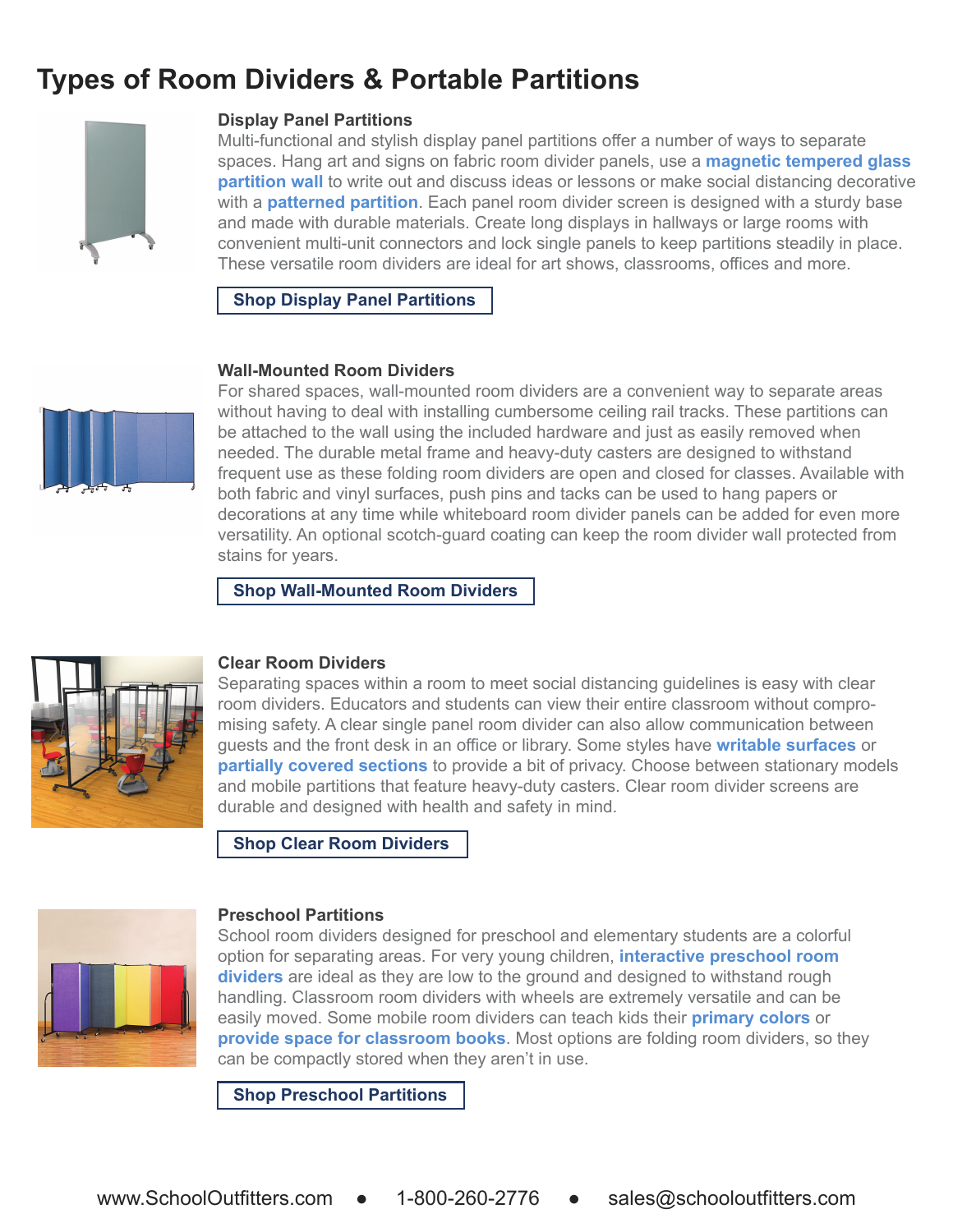# Types of Room Dividers & Portable Partitions

### Display Panel Partitions

Multi-functional and stylish display panel partitions offer a number of ways to separate spaces. Hang art and signs on fabric room divider panels, use a **magnetic tempered glass partition wall** to write out and discuss ideas or lessons or make social distancing decorative with a **patterned partition**. Each panel room divider screen is designed with a sturdy base and made with durable materials. Create long displays in hallways or large rooms with convenient multi-unit connectors and lock single panels to keep partitions steadily in place. These versatile room dividers are ideal for art shows, classrooms, offices and more.

**Shop Display Panel Partitions**

### Wall-Mounted Room Dividers

For shared spaces, wall-mounted room dividers are a convenient way to separate areas without having to deal with installing cumbersome ceiling rail tracks. These partitions can be attached to the wall using the included hardware and just as easily removed when needed. The durable metal frame and heavy-duty casters are designed to withstand frequent use as these folding room dividers are open and closed for classes. Available with both fabric and vinyl surfaces, push pins and tacks can be used to hang papers or decorations at any time while whiteboard room divider panels can be added for even more versatility. An optional scotch-guard coating can keep the room divider wall protected from stains for years.

**Shop Wall-Mounted Room Dividers**

### Clear Room Dividers

Separating spaces within a room to meet social distancing guidelines is easy with clear room dividers. Educators and students can view their entire classroom without compromising safety. A clear single panel room divider can also allow communication between guests and the front desk in an office or library. Some styles have **writable surfaces** or **partially covered sections** to provide a bit of privacy. Choose between stationary models and mobile partitions that feature heavy-duty casters. Clear room divider screens are durable and designed with health and safety in mind.

**Shop Clear Room Dividers**

### Preschool Partitions

School room dividers designed for preschool and elementary students are a colorful option for separating areas. For very young children, **interactive preschool room dividers** are ideal as they are low to the ground and designed to withstand rough handling. Classroom room dividers with wheels are extremely versatile and can be easily moved. Some mobile room dividers can teach kids their **primary colors** or **provide space for classroom books**. Most options are folding room dividers, so they can be compactly stored when they aren't in use.

**Shop Preschool Partitions**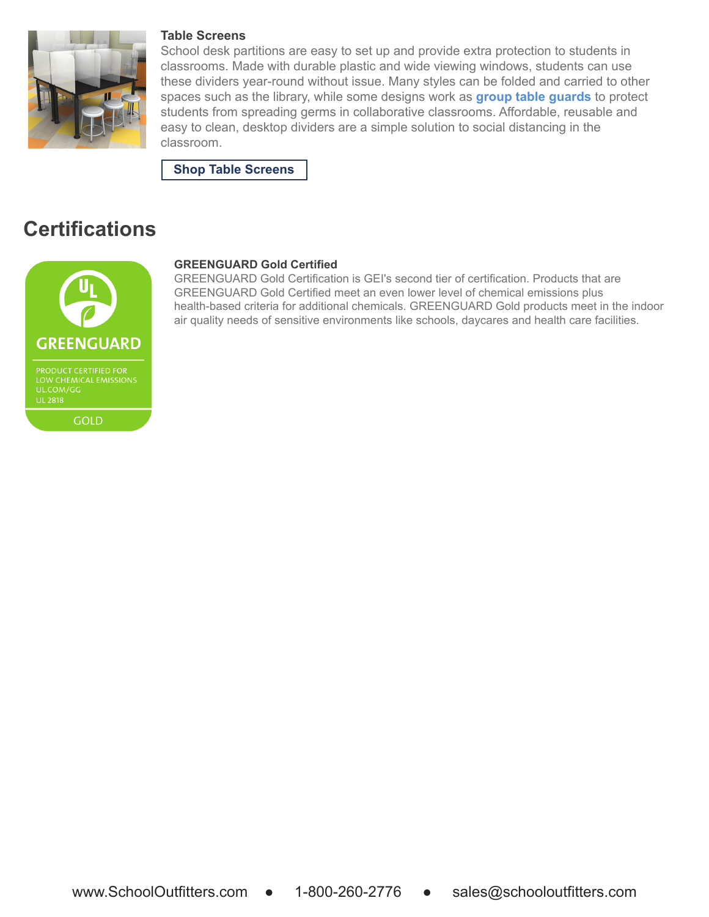### Table Screens

School desk partitions are easy to set up and provide extra protection to students in classrooms. Made with durable plastic and wide viewing windows, students can use these dividers year-round without issue. Many styles can be folded and carried to other spaces such as the library, while some designs work as **group table guards** to protect students from spreading germs in collaborative classrooms. Affordable, reusable and easy to clean, desktop dividers are a simple solution to social distancing in the classroom.

**Shop Table Screens**

## Certifications

### GREENGUARD Gold Certified

GREENGUARD Gold Certification is GEI's second tier of certification. Products that are GREENGUARD Gold Certified meet an even lower level of chemical emissions plus health-based criteria for additional chemicals. GREENGUARD Gold products meet in the indoor air quality needs of sensitive environments like schools, daycares and health care facilities.

www.SchoolOutfitters.com ● 1-800-260-2776 ● sales@schooloutfitters.com